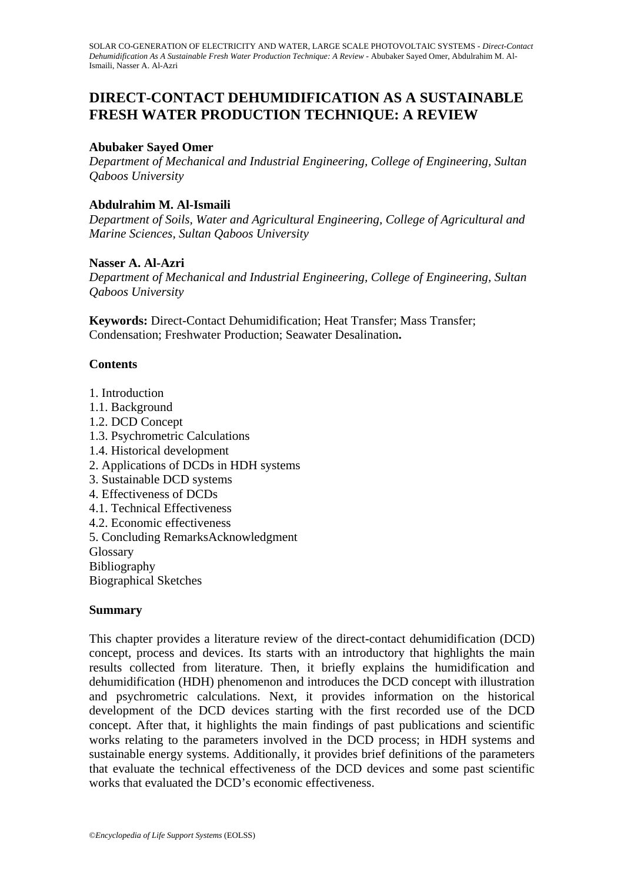# DIRECT-CONTACT DEHUMIDIFICATION AS A SUSTAINABLE FRESH WATER PRODUCTION TECHNIQUE: A REVIEW

**Abubaker Sayed Omer**
*Department of Mechanical and Industrial Engineering, College of Engineering, Sultan Qaboos University*

**Abdulrahim M. Al-Ismaili**
*Department of Soils, Water and Agricultural Engineering, College of Agricultural and Marine Sciences, Sultan Qaboos University*

**Nasser A. Al-Azri**
*Department of Mechanical and Industrial Engineering, College of Engineering, Sultan Qaboos University*

**Keywords:** Direct-Contact Dehumidification; Heat Transfer; Mass Transfer; Condensation; Freshwater Production; Seawater Desalination**.**

**Contents**

1. Introduction
1.1. Background
1.2. DCD Concept
1.3. Psychrometric Calculations
1.4. Historical development
2. Applications of DCDs in HDH systems
3. Sustainable DCD systems
4. Effectiveness of DCDs
4.1. Technical Effectiveness
4.2. Economic effectiveness
5. Concluding RemarksAcknowledgment
Glossary
Bibliography
Biographical Sketches

**Summary**

This chapter provides a literature review of the direct-contact dehumidification (DCD) concept, process and devices. Its starts with an introductory that highlights the main results collected from literature. Then, it briefly explains the humidification and dehumidification (HDH) phenomenon and introduces the DCD concept with illustration and psychrometric calculations. Next, it provides information on the historical development of the DCD devices starting with the first recorded use of the DCD concept. After that, it highlights the main findings of past publications and scientific works relating to the parameters involved in the DCD process; in HDH systems and sustainable energy systems. Additionally, it provides brief definitions of the parameters that evaluate the technical effectiveness of the DCD devices and some past scientific works that evaluated the DCD's economic effectiveness.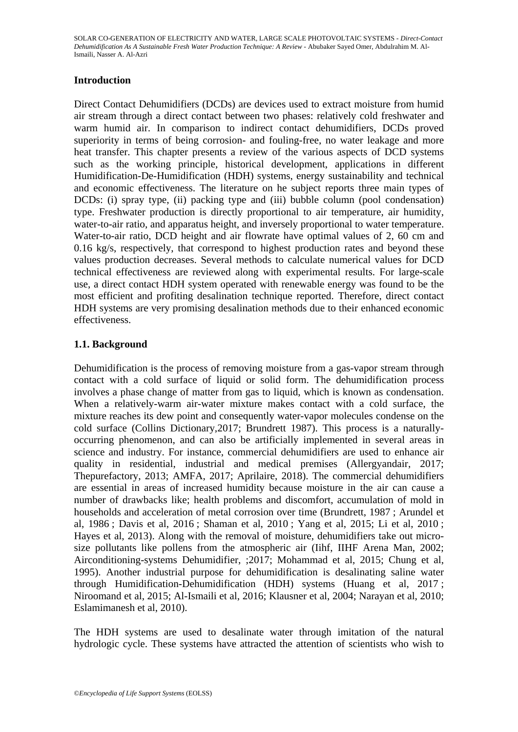## Introduction

Direct Contact Dehumidifiers (DCDs) are devices used to extract moisture from humid air stream through a direct contact between two phases: relatively cold freshwater and warm humid air. In comparison to indirect contact dehumidifiers, DCDs proved superiority in terms of being corrosion- and fouling-free, no water leakage and more heat transfer. This chapter presents a review of the various aspects of DCD systems such as the working principle, historical development, applications in different Humidification-De-Humidification (HDH) systems, energy sustainability and technical and economic effectiveness. The literature on he subject reports three main types of DCDs: (i) spray type, (ii) packing type and (iii) bubble column (pool condensation) type. Freshwater production is directly proportional to air temperature, air humidity, water-to-air ratio, and apparatus height, and inversely proportional to water temperature. Water-to-air ratio, DCD height and air flowrate have optimal values of 2, 60 cm and 0.16 kg/s, respectively, that correspond to highest production rates and beyond these values production decreases. Several methods to calculate numerical values for DCD technical effectiveness are reviewed along with experimental results. For large-scale use, a direct contact HDH system operated with renewable energy was found to be the most efficient and profiting desalination technique reported. Therefore, direct contact HDH systems are very promising desalination methods due to their enhanced economic effectiveness.

### 1.1. Background

Dehumidification is the process of removing moisture from a gas-vapor stream through contact with a cold surface of liquid or solid form. The dehumidification process involves a phase change of matter from gas to liquid, which is known as condensation. When a relatively-warm air-water mixture makes contact with a cold surface, the mixture reaches its dew point and consequently water-vapor molecules condense on the cold surface (Collins Dictionary,2017; Brundrett 1987). This process is a naturally-occurring phenomenon, and can also be artificially implemented in several areas in science and industry. For instance, commercial dehumidifiers are used to enhance air quality in residential, industrial and medical premises (Allergyandair, 2017; Thepurefactory, 2013; AMFA, 2017; Aprilaire, 2018). The commercial dehumidifiers are essential in areas of increased humidity because moisture in the air can cause a number of drawbacks like; health problems and discomfort, accumulation of mold in households and acceleration of metal corrosion over time (Brundrett, 1987 ; Arundel et al, 1986 ; Davis et al, 2016 ; Shaman et al, 2010 ; Yang et al, 2015; Li et al, 2010 ; Hayes et al, 2013). Along with the removal of moisture, dehumidifiers take out micro-size pollutants like pollens from the atmospheric air (Iihf, IIHF Arena Man, 2002; Airconditioning-systems Dehumidifier, ;2017; Mohammad et al, 2015; Chung et al, 1995). Another industrial purpose for dehumidification is desalinating saline water through Humidification-Dehumidification (HDH) systems (Huang et al, 2017 ; Niroomand et al, 2015; Al-Ismaili et al, 2016; Klausner et al, 2004; Narayan et al, 2010; Eslamimanesh et al, 2010).

The HDH systems are used to desalinate water through imitation of the natural hydrologic cycle. These systems have attracted the attention of scientists who wish to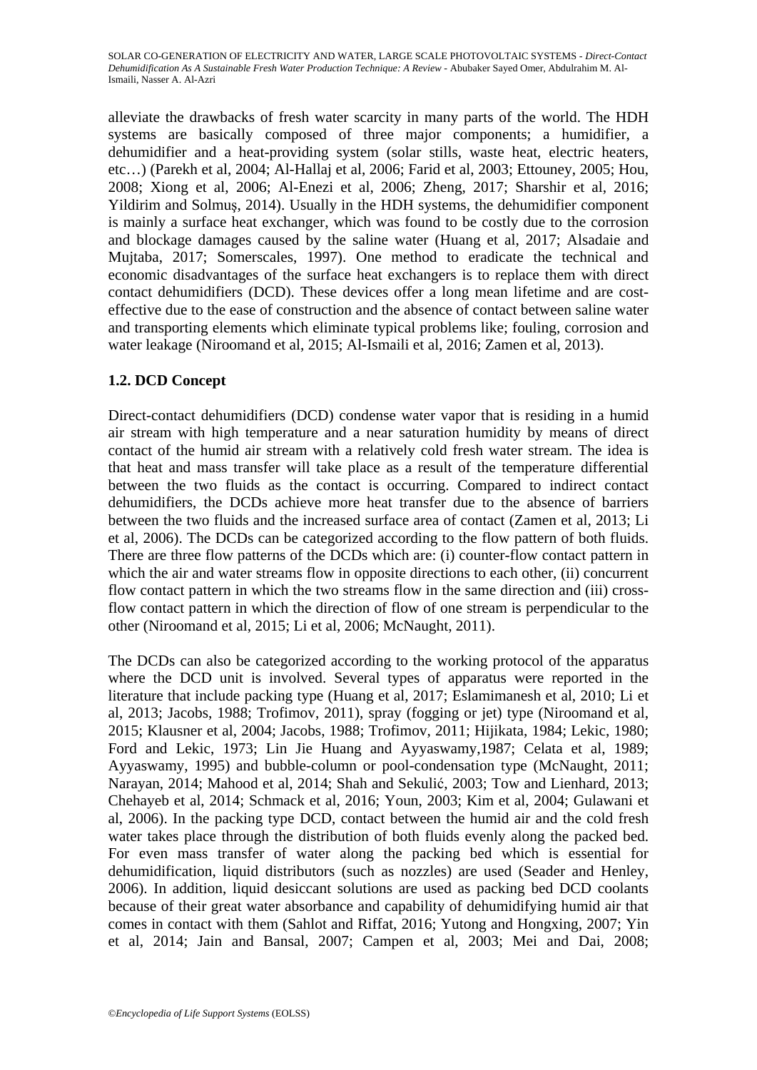alleviate the drawbacks of fresh water scarcity in many parts of the world. The HDH systems are basically composed of three major components; a humidifier, a dehumidifier and a heat-providing system (solar stills, waste heat, electric heaters, etc…) (Parekh et al, 2004; Al-Hallaj et al, 2006; Farid et al, 2003; Ettouney, 2005; Hou, 2008; Xiong et al, 2006; Al-Enezi et al, 2006; Zheng, 2017; Sharshir et al, 2016; Yildirim and Solmuş, 2014). Usually in the HDH systems, the dehumidifier component is mainly a surface heat exchanger, which was found to be costly due to the corrosion and blockage damages caused by the saline water (Huang et al, 2017; Alsadaie and Mujtaba, 2017; Somerscales, 1997). One method to eradicate the technical and economic disadvantages of the surface heat exchangers is to replace them with direct contact dehumidifiers (DCD). These devices offer a long mean lifetime and are cost-effective due to the ease of construction and the absence of contact between saline water and transporting elements which eliminate typical problems like; fouling, corrosion and water leakage (Niroomand et al, 2015; Al-Ismaili et al, 2016; Zamen et al, 2013).

### 1.2. DCD Concept

Direct-contact dehumidifiers (DCD) condense water vapor that is residing in a humid air stream with high temperature and a near saturation humidity by means of direct contact of the humid air stream with a relatively cold fresh water stream. The idea is that heat and mass transfer will take place as a result of the temperature differential between the two fluids as the contact is occurring. Compared to indirect contact dehumidifiers, the DCDs achieve more heat transfer due to the absence of barriers between the two fluids and the increased surface area of contact (Zamen et al, 2013; Li et al, 2006). The DCDs can be categorized according to the flow pattern of both fluids. There are three flow patterns of the DCDs which are: (i) counter-flow contact pattern in which the air and water streams flow in opposite directions to each other, (ii) concurrent flow contact pattern in which the two streams flow in the same direction and (iii) cross-flow contact pattern in which the direction of flow of one stream is perpendicular to the other (Niroomand et al, 2015; Li et al, 2006; McNaught, 2011).

The DCDs can also be categorized according to the working protocol of the apparatus where the DCD unit is involved. Several types of apparatus were reported in the literature that include packing type (Huang et al, 2017; Eslamimanesh et al, 2010; Li et al, 2013; Jacobs, 1988; Trofimov, 2011), spray (fogging or jet) type (Niroomand et al, 2015; Klausner et al, 2004; Jacobs, 1988; Trofimov, 2011; Hijikata, 1984; Lekic, 1980; Ford and Lekic, 1973; Lin Jie Huang and Ayyaswamy,1987; Celata et al, 1989; Ayyaswamy, 1995) and bubble-column or pool-condensation type (McNaught, 2011; Narayan, 2014; Mahood et al, 2014; Shah and Sekulić, 2003; Tow and Lienhard, 2013; Chehayeb et al, 2014; Schmack et al, 2016; Youn, 2003; Kim et al, 2004; Gulawani et al, 2006). In the packing type DCD, contact between the humid air and the cold fresh water takes place through the distribution of both fluids evenly along the packed bed. For even mass transfer of water along the packing bed which is essential for dehumidification, liquid distributors (such as nozzles) are used (Seader and Henley, 2006). In addition, liquid desiccant solutions are used as packing bed DCD coolants because of their great water absorbance and capability of dehumidifying humid air that comes in contact with them (Sahlot and Riffat, 2016; Yutong and Hongxing, 2007; Yin et al, 2014; Jain and Bansal, 2007; Campen et al, 2003; Mei and Dai, 2008;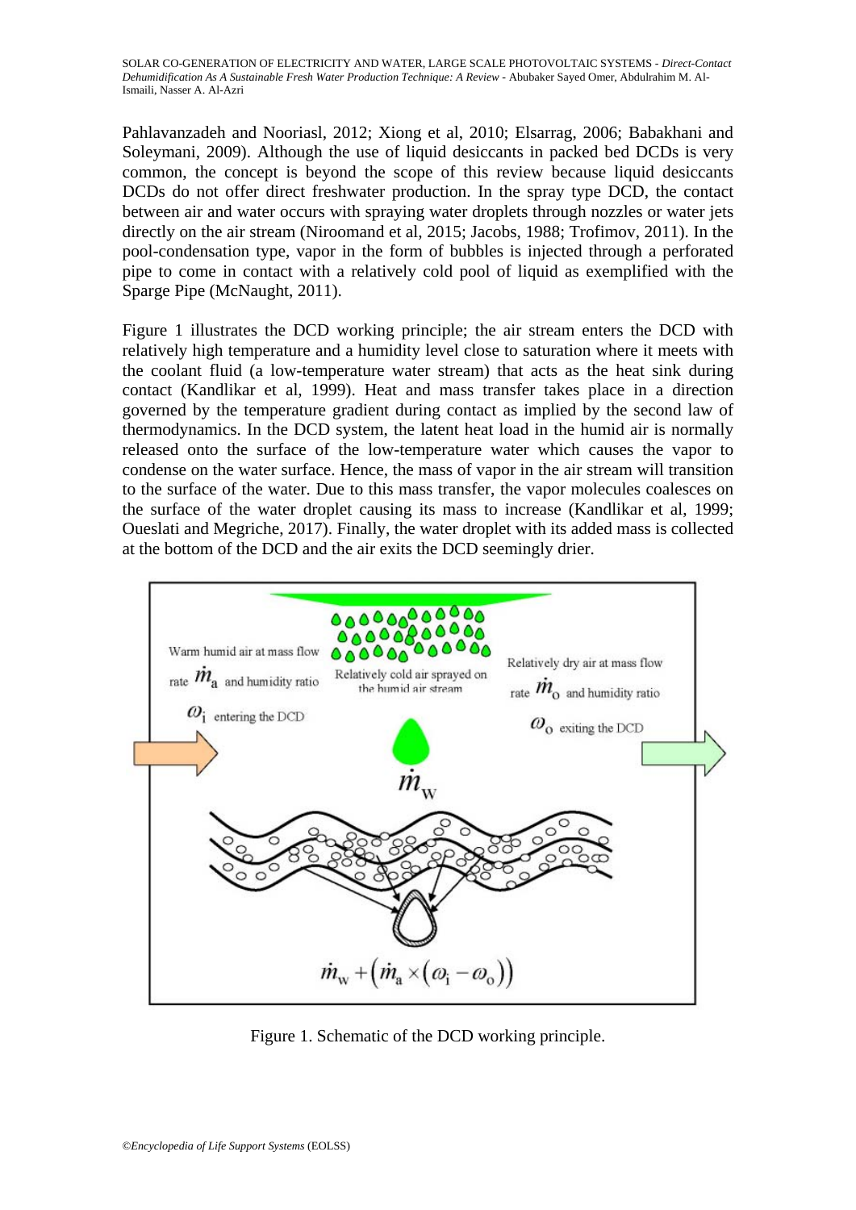Pahlavanzadeh and Nooriasl, 2012; Xiong et al, 2010; Elsarrag, 2006; Babakhani and Soleymani, 2009). Although the use of liquid desiccants in packed bed DCDs is very common, the concept is beyond the scope of this review because liquid desiccants DCDs do not offer direct freshwater production. In the spray type DCD, the contact between air and water occurs with spraying water droplets through nozzles or water jets directly on the air stream (Niroomand et al, 2015; Jacobs, 1988; Trofimov, 2011). In the pool-condensation type, vapor in the form of bubbles is injected through a perforated pipe to come in contact with a relatively cold pool of liquid as exemplified with the Sparge Pipe (McNaught, 2011).

Figure 1 illustrates the DCD working principle; the air stream enters the DCD with relatively high temperature and a humidity level close to saturation where it meets with the coolant fluid (a low-temperature water stream) that acts as the heat sink during contact (Kandlikar et al, 1999). Heat and mass transfer takes place in a direction governed by the temperature gradient during contact as implied by the second law of thermodynamics. In the DCD system, the latent heat load in the humid air is normally released onto the surface of the low-temperature water which causes the vapor to condense on the water surface. Hence, the mass of vapor in the air stream will transition to the surface of the water. Due to this mass transfer, the vapor molecules coalesces on the surface of the water droplet causing its mass to increase (Kandlikar et al, 1999; Oueslati and Megriche, 2017). Finally, the water droplet with its added mass is collected at the bottom of the DCD and the air exits the DCD seemingly drier.

Warm humid air at mass flow rate $\dot{m}_a$ and humidity ratio $\omega_i$ entering the DCD

Relatively cold air sprayed on the humid air stream

Relatively dry air at mass flow rate $\dot{m}_o$ and humidity ratio $\omega_o$ exiting the DCD

$\dot{m}_w$

$\dot{m}_w + \left(\dot{m}_a \times (\omega_i - \omega_o)\right)$

Figure 1. Schematic of the DCD working principle.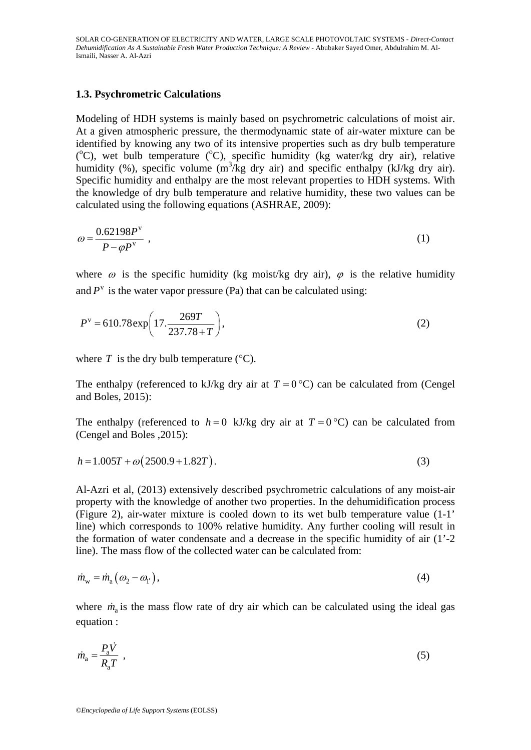### 1.3. Psychrometric Calculations

Modeling of HDH systems is mainly based on psychrometric calculations of moist air. At a given atmospheric pressure, the thermodynamic state of air-water mixture can be identified by knowing any two of its intensive properties such as dry bulb temperature ($^oC$), wet bulb temperature ($^oC$), specific humidity (kg water/kg dry air), relative humidity (%), specific volume ($m^3$/kg dry air) and specific enthalpy (kJ/kg dry air). Specific humidity and enthalpy are the most relevant properties to HDH systems. With the knowledge of dry bulb temperature and relative humidity, these two values can be calculated using the following equations (ASHRAE, 2009):

$$\omega = \frac{0.62198 P^{\text{v}}}{P - \varphi P^{\text{v}}} \ , \tag{1}$$

where $\omega$ is the specific humidity (kg moist/kg dry air), $\varphi$ is the relative humidity and $P^{\text{v}}$ is the water vapor pressure (Pa) that can be calculated using:

$$P^{\text{v}} = 610.78 \exp\left(17.\frac{269T}{237.78 + T}\right), \tag{2}$$

where $T$ is the dry bulb temperature (°C).

The enthalpy (referenced to kJ/kg dry air at $T = 0$ °C) can be calculated from (Cengel and Boles, 2015):

The enthalpy (referenced to $h = 0$ kJ/kg dry air at $T = 0$ °C) can be calculated from (Cengel and Boles ,2015):

$$h = 1.005T + \omega\left(2500.9 + 1.82T\right). \tag{3}$$

Al-Azri et al, (2013) extensively described psychrometric calculations of any moist-air property with the knowledge of another two properties. In the dehumidification process (Figure 2), air-water mixture is cooled down to its wet bulb temperature value (1-1' line) which corresponds to 100% relative humidity. Any further cooling will result in the formation of water condensate and a decrease in the specific humidity of air (1'-2 line). The mass flow of the collected water can be calculated from:

$$\dot{m}_{\text{w}} = \dot{m}_{\text{a}}\left(\omega_2 - \omega_{1'}\right), \tag{4}$$

where $\dot{m}_{\text{a}}$ is the mass flow rate of dry air which can be calculated using the ideal gas equation :

$$\dot{m}_{\text{a}} = \frac{P_{\text{a}} \dot{V}}{R_{\text{a}} T} \ , \tag{5}$$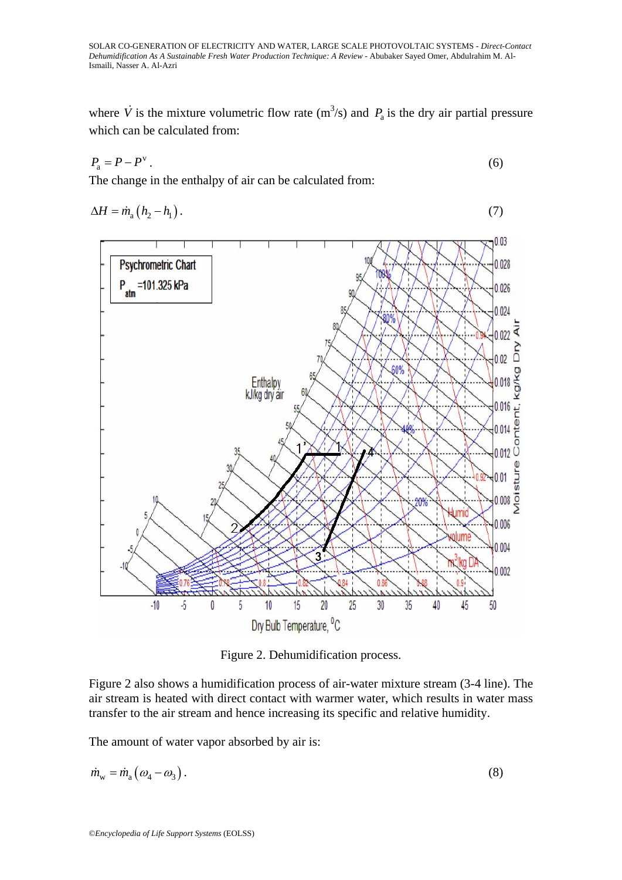where $\dot{V}$ is the mixture volumetric flow rate ($m^3$/s) and $P_a$ is the dry air partial pressure which can be calculated from:

$$P_a = P - P^v . \tag{6}$$

The change in the enthalpy of air can be calculated from:

$$\Delta H = \dot{m}_a \left( h_2 - h_1 \right) . \tag{7}$$

Figure 2. Dehumidification process.

Figure 2 also shows a humidification process of air-water mixture stream (3-4 line). The air stream is heated with direct contact with warmer water, which results in water mass transfer to the air stream and hence increasing its specific and relative humidity.

The amount of water vapor absorbed by air is:

$$\dot{m}_w = \dot{m}_a \left( \omega_4 - \omega_3 \right) . \tag{8}$$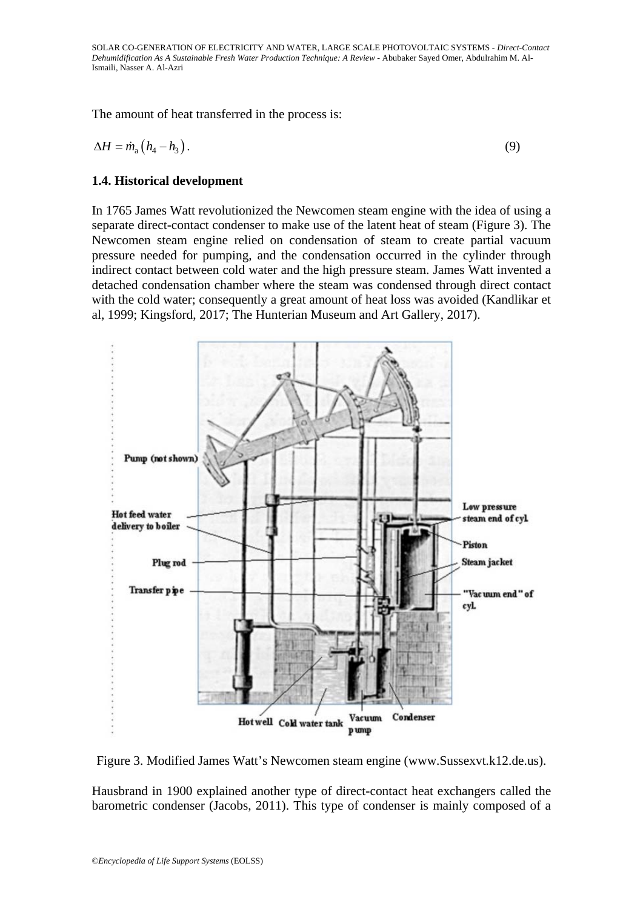The amount of heat transferred in the process is:

$$\Delta H = \dot{m}_a (h_4 - h_3). \tag{9}$$

### 1.4. Historical development

In 1765 James Watt revolutionized the Newcomen steam engine with the idea of using a separate direct-contact condenser to make use of the latent heat of steam (Figure 3). The Newcomen steam engine relied on condensation of steam to create partial vacuum pressure needed for pumping, and the condensation occurred in the cylinder through indirect contact between cold water and the high pressure steam. James Watt invented a detached condensation chamber where the steam was condensed through direct contact with the cold water; consequently a great amount of heat loss was avoided (Kandlikar et al, 1999; Kingsford, 2017; The Hunterian Museum and Art Gallery, 2017).

Figure 3. Modified James Watt's Newcomen steam engine (www.Sussexvt.k12.de.us).

Hausbrand in 1900 explained another type of direct-contact heat exchangers called the barometric condenser (Jacobs, 2011). This type of condenser is mainly composed of a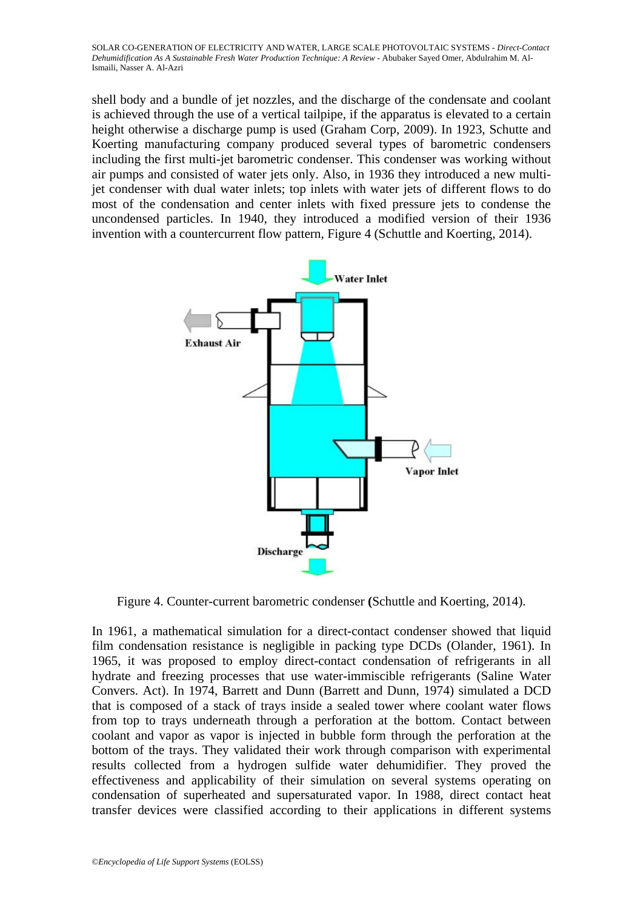shell body and a bundle of jet nozzles, and the discharge of the condensate and coolant is achieved through the use of a vertical tailpipe, if the apparatus is elevated to a certain height otherwise a discharge pump is used (Graham Corp, 2009). In 1923, Schutte and Koerting manufacturing company produced several types of barometric condensers including the first multi-jet barometric condenser. This condenser was working without air pumps and consisted of water jets only. Also, in 1936 they introduced a new multi-jet condenser with dual water inlets; top inlets with water jets of different flows to do most of the condensation and center inlets with fixed pressure jets to condense the uncondensed particles. In 1940, they introduced a modified version of their 1936 invention with a countercurrent flow pattern, Figure 4 (Schuttle and Koerting, 2014).

Figure 4. Counter-current barometric condenser (Schuttle and Koerting, 2014).

In 1961, a mathematical simulation for a direct-contact condenser showed that liquid film condensation resistance is negligible in packing type DCDs (Olander, 1961). In 1965, it was proposed to employ direct-contact condensation of refrigerants in all hydrate and freezing processes that use water-immiscible refrigerants (Saline Water Convers. Act). In 1974, Barrett and Dunn (Barrett and Dunn, 1974) simulated a DCD that is composed of a stack of trays inside a sealed tower where coolant water flows from top to trays underneath through a perforation at the bottom. Contact between coolant and vapor as vapor is injected in bubble form through the perforation at the bottom of the trays. They validated their work through comparison with experimental results collected from a hydrogen sulfide water dehumidifier. They proved the effectiveness and applicability of their simulation on several systems operating on condensation of superheated and supersaturated vapor. In 1988, direct contact heat transfer devices were classified according to their applications in different systems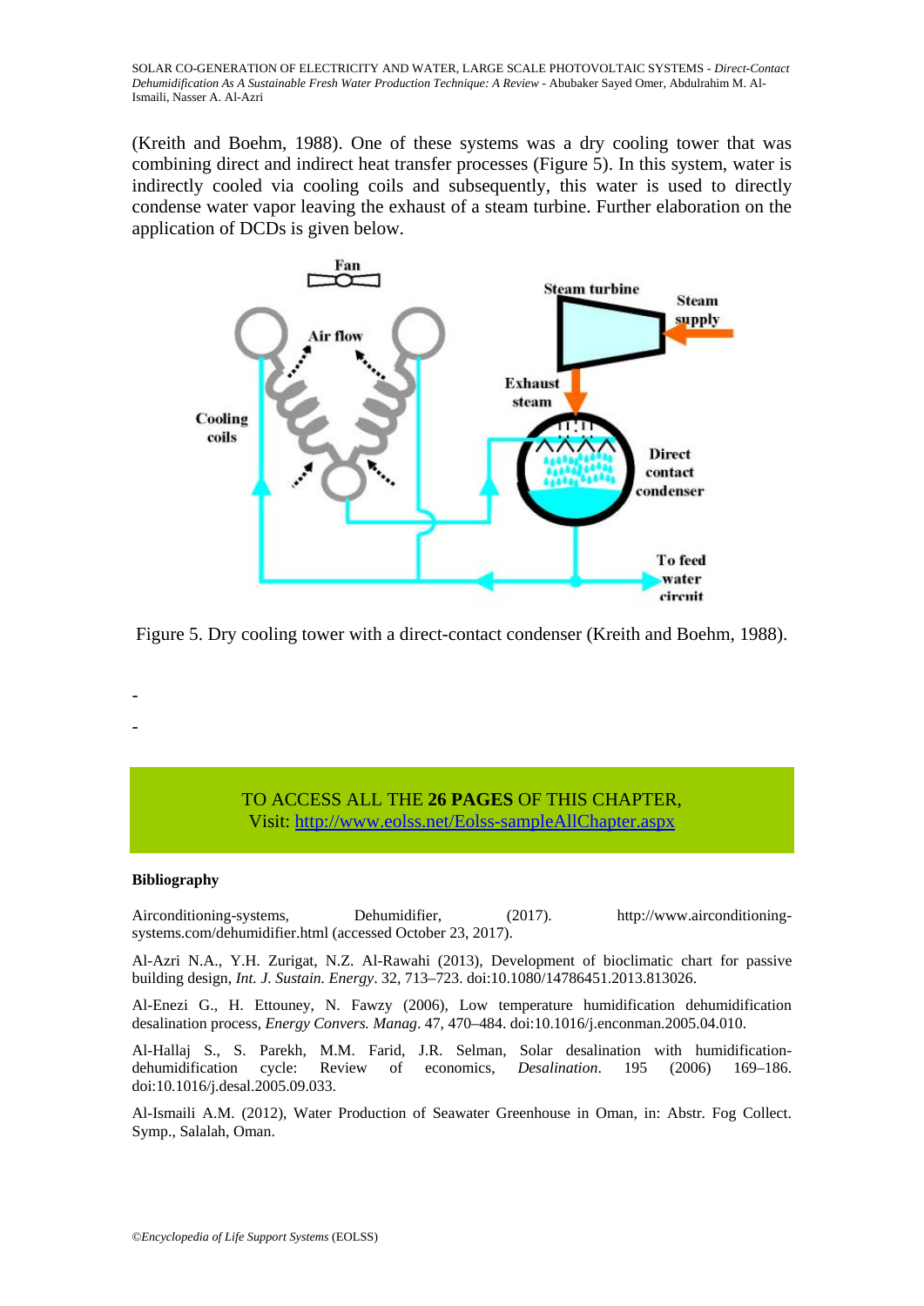(Kreith and Boehm, 1988). One of these systems was a dry cooling tower that was combining direct and indirect heat transfer processes (Figure 5). In this system, water is indirectly cooled via cooling coils and subsequently, this water is used to directly condense water vapor leaving the exhaust of a steam turbine. Further elaboration on the application of DCDs is given below.

Figure 5. Dry cooling tower with a direct-contact condenser (Kreith and Boehm, 1988).

-

-

TO ACCESS ALL THE **26 PAGES** OF THIS CHAPTER,
Visit: http://www.eolss.net/Eolss-sampleAllChapter.aspx

**Bibliography**

Airconditioning-systems, Dehumidifier, (2017). http://www.airconditioning-systems.com/dehumidifier.html (accessed October 23, 2017).

Al-Azri N.A., Y.H. Zurigat, N.Z. Al-Rawahi (2013), Development of bioclimatic chart for passive building design, *Int. J. Sustain. Energy*. 32, 713–723. doi:10.1080/14786451.2013.813026.

Al-Enezi G., H. Ettouney, N. Fawzy (2006), Low temperature humidification dehumidification desalination process, *Energy Convers. Manag*. 47, 470–484. doi:10.1016/j.enconman.2005.04.010.

Al-Hallaj S., S. Parekh, M.M. Farid, J.R. Selman, Solar desalination with humidification-dehumidification cycle: Review of economics, *Desalination*. 195 (2006) 169–186. doi:10.1016/j.desal.2005.09.033.

Al-Ismaili A.M. (2012), Water Production of Seawater Greenhouse in Oman, in: Abstr. Fog Collect. Symp., Salalah, Oman.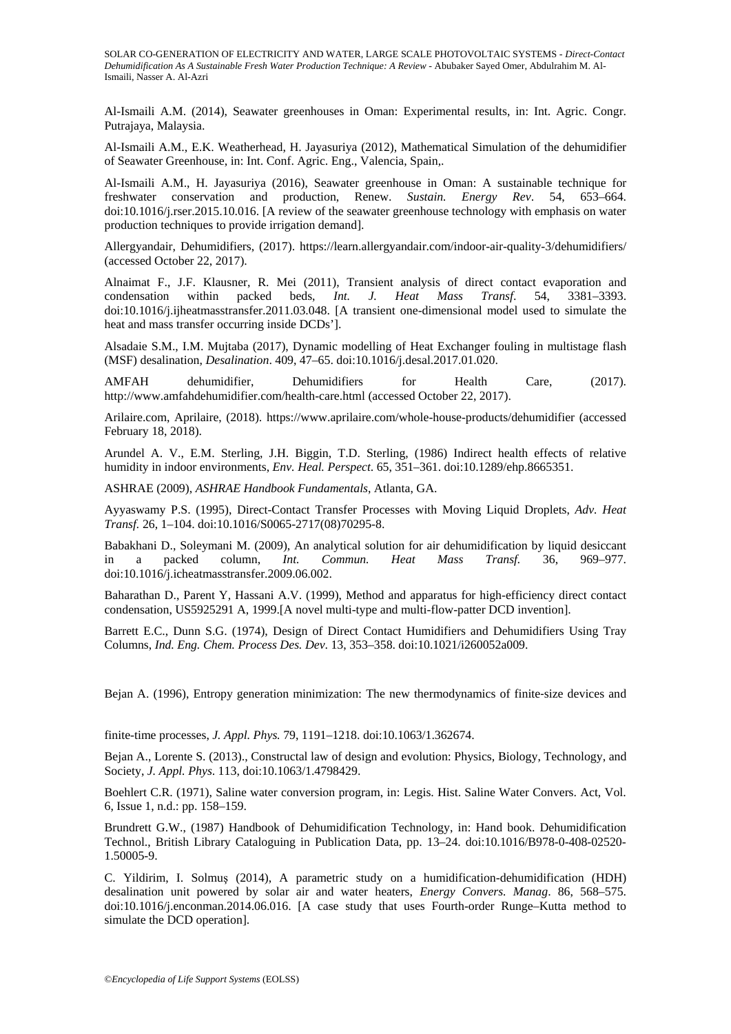Al-Ismaili A.M. (2014), Seawater greenhouses in Oman: Experimental results, in: Int. Agric. Congr. Putrajaya, Malaysia.

Al-Ismaili A.M., E.K. Weatherhead, H. Jayasuriya (2012), Mathematical Simulation of the dehumidifier of Seawater Greenhouse, in: Int. Conf. Agric. Eng., Valencia, Spain,.

Al-Ismaili A.M., H. Jayasuriya (2016), Seawater greenhouse in Oman: A sustainable technique for freshwater conservation and production, Renew. *Sustain. Energy Rev*. 54, 653–664. doi:10.1016/j.rser.2015.10.016. [A review of the seawater greenhouse technology with emphasis on water production techniques to provide irrigation demand].

Allergyandair, Dehumidifiers, (2017). https://learn.allergyandair.com/indoor-air-quality-3/dehumidifiers/ (accessed October 22, 2017).

Alnaimat F., J.F. Klausner, R. Mei (2011), Transient analysis of direct contact evaporation and condensation within packed beds, *Int. J. Heat Mass Transf*. 54, 3381–3393. doi:10.1016/j.ijheatmasstransfer.2011.03.048. [A transient one-dimensional model used to simulate the heat and mass transfer occurring inside DCDs'].

Alsadaie S.M., I.M. Mujtaba (2017), Dynamic modelling of Heat Exchanger fouling in multistage flash (MSF) desalination, *Desalination*. 409, 47–65. doi:10.1016/j.desal.2017.01.020.

AMFAH dehumidifier, Dehumidifiers for Health Care, (2017). http://www.amfahdehumidifier.com/health-care.html (accessed October 22, 2017).

Arilaire.com, Aprilaire, (2018). https://www.aprilaire.com/whole-house-products/dehumidifier (accessed February 18, 2018).

Arundel A. V., E.M. Sterling, J.H. Biggin, T.D. Sterling, (1986) Indirect health effects of relative humidity in indoor environments, *Env. Heal. Perspect*. 65, 351–361. doi:10.1289/ehp.8665351.

ASHRAE (2009), *ASHRAE Handbook Fundamentals*, Atlanta, GA.

Ayyaswamy P.S. (1995), Direct-Contact Transfer Processes with Moving Liquid Droplets, *Adv. Heat Transf.* 26, 1–104. doi:10.1016/S0065-2717(08)70295-8.

Babakhani D., Soleymani M. (2009), An analytical solution for air dehumidification by liquid desiccant in a packed column, *Int. Commun. Heat Mass Transf.* 36, 969–977. doi:10.1016/j.icheatmasstransfer.2009.06.002.

Baharathan D., Parent Y, Hassani A.V. (1999), Method and apparatus for high-efficiency direct contact condensation, US5925291 A, 1999.[A novel multi-type and multi-flow-patter DCD invention].

Barrett E.C., Dunn S.G. (1974), Design of Direct Contact Humidifiers and Dehumidifiers Using Tray Columns, *Ind. Eng. Chem. Process Des. Dev*. 13, 353–358. doi:10.1021/i260052a009.

Bejan A. (1996), Entropy generation minimization: The new thermodynamics of finite-size devices and finite-time processes, *J. Appl. Phys.* 79, 1191–1218. doi:10.1063/1.362674.

Bejan A., Lorente S. (2013)., Constructal law of design and evolution: Physics, Biology, Technology, and Society, *J. Appl. Phys*. 113, doi:10.1063/1.4798429.

Boehlert C.R. (1971), Saline water conversion program, in: Legis. Hist. Saline Water Convers. Act, Vol. 6, Issue 1, n.d.: pp. 158–159.

Brundrett G.W., (1987) Handbook of Dehumidification Technology, in: Hand book. Dehumidification Technol., British Library Cataloguing in Publication Data, pp. 13–24. doi:10.1016/B978-0-408-02520-1.50005-9.

C. Yildirim, I. Solmuş (2014), A parametric study on a humidification-dehumidification (HDH) desalination unit powered by solar air and water heaters, *Energy Convers. Manag*. 86, 568–575. doi:10.1016/j.enconman.2014.06.016. [A case study that uses Fourth-order Runge–Kutta method to simulate the DCD operation].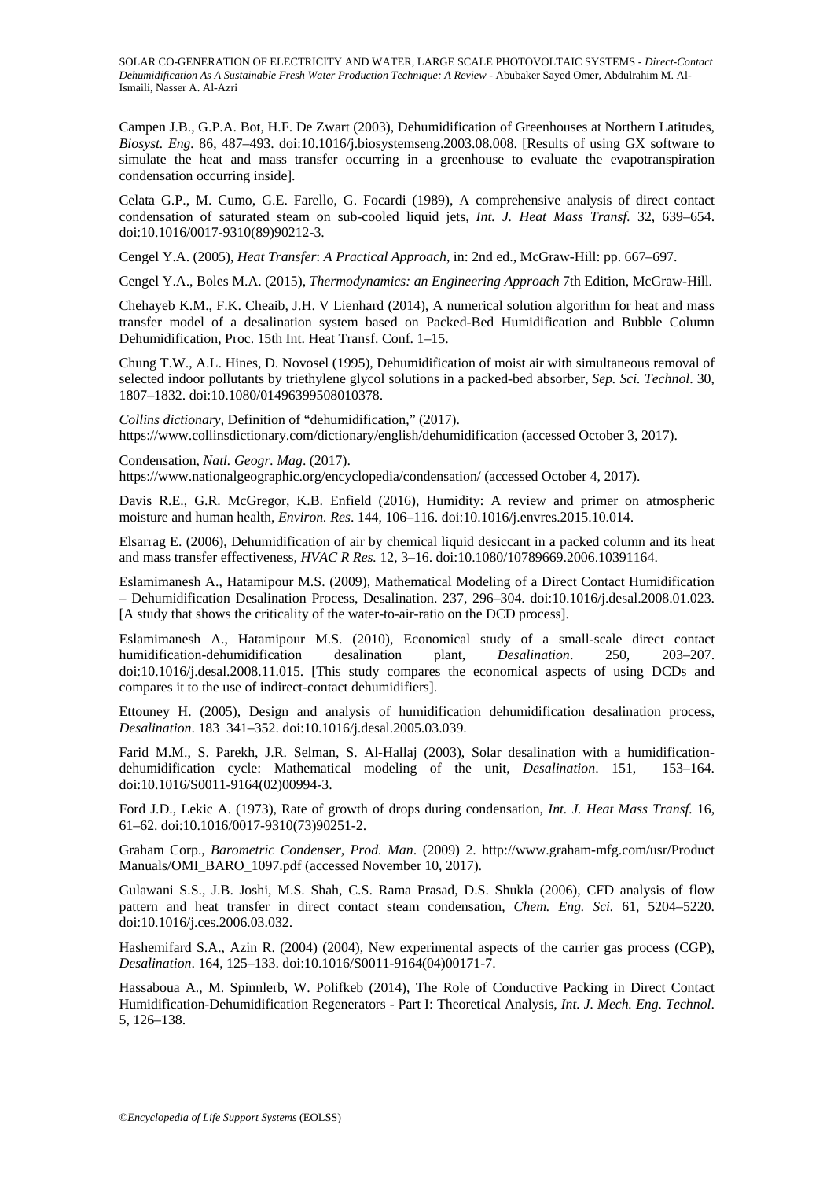Campen J.B., G.P.A. Bot, H.F. De Zwart (2003), Dehumidification of Greenhouses at Northern Latitudes, *Biosyst. Eng.* 86, 487–493. doi:10.1016/j.biosystemseng.2003.08.008. [Results of using GX software to simulate the heat and mass transfer occurring in a greenhouse to evaluate the evapotranspiration condensation occurring inside].

Celata G.P., M. Cumo, G.E. Farello, G. Focardi (1989), A comprehensive analysis of direct contact condensation of saturated steam on sub-cooled liquid jets, *Int. J. Heat Mass Transf.* 32, 639–654. doi:10.1016/0017-9310(89)90212-3.

Cengel Y.A. (2005), *Heat Transfer*: *A Practical Approach*, in: 2nd ed., McGraw-Hill: pp. 667–697.

Cengel Y.A., Boles M.A. (2015), *Thermodynamics: an Engineering Approach* 7th Edition, McGraw-Hill.

Chehayeb K.M., F.K. Cheaib, J.H. V Lienhard (2014), A numerical solution algorithm for heat and mass transfer model of a desalination system based on Packed-Bed Humidification and Bubble Column Dehumidification, Proc. 15th Int. Heat Transf. Conf. 1–15.

Chung T.W., A.L. Hines, D. Novosel (1995), Dehumidification of moist air with simultaneous removal of selected indoor pollutants by triethylene glycol solutions in a packed-bed absorber, *Sep. Sci. Technol*. 30, 1807–1832. doi:10.1080/01496399508010378.

*Collins dictionary*, Definition of "dehumidification," (2017). https://www.collinsdictionary.com/dictionary/english/dehumidification (accessed October 3, 2017).

Condensation, *Natl. Geogr. Mag*. (2017). https://www.nationalgeographic.org/encyclopedia/condensation/ (accessed October 4, 2017).

Davis R.E., G.R. McGregor, K.B. Enfield (2016), Humidity: A review and primer on atmospheric moisture and human health, *Environ. Res*. 144, 106–116. doi:10.1016/j.envres.2015.10.014.

Elsarrag E. (2006), Dehumidification of air by chemical liquid desiccant in a packed column and its heat and mass transfer effectiveness, *HVAC R Res.* 12, 3–16. doi:10.1080/10789669.2006.10391164.

Eslamimanesh A., Hatamipour M.S. (2009), Mathematical Modeling of a Direct Contact Humidification – Dehumidification Desalination Process, Desalination. 237, 296–304. doi:10.1016/j.desal.2008.01.023. [A study that shows the criticality of the water-to-air-ratio on the DCD process].

Eslamimanesh A., Hatamipour M.S. (2010), Economical study of a small-scale direct contact humidification-dehumidification desalination plant, *Desalination*. 250, 203–207. doi:10.1016/j.desal.2008.11.015. [This study compares the economical aspects of using DCDs and compares it to the use of indirect-contact dehumidifiers].

Ettouney H. (2005), Design and analysis of humidification dehumidification desalination process, *Desalination*. 183 341–352. doi:10.1016/j.desal.2005.03.039.

Farid M.M., S. Parekh, J.R. Selman, S. Al-Hallaj (2003), Solar desalination with a humidification-dehumidification cycle: Mathematical modeling of the unit, *Desalination*. 151, 153–164. doi:10.1016/S0011-9164(02)00994-3.

Ford J.D., Lekic A. (1973), Rate of growth of drops during condensation, *Int. J. Heat Mass Transf.* 16, 61–62. doi:10.1016/0017-9310(73)90251-2.

Graham Corp., *Barometric Condenser, Prod. Man*. (2009) 2. http://www.graham-mfg.com/usr/Product Manuals/OMI_BARO_1097.pdf (accessed November 10, 2017).

Gulawani S.S., J.B. Joshi, M.S. Shah, C.S. Rama Prasad, D.S. Shukla (2006), CFD analysis of flow pattern and heat transfer in direct contact steam condensation, *Chem. Eng. Sci.* 61, 5204–5220. doi:10.1016/j.ces.2006.03.032.

Hashemifard S.A., Azin R. (2004) (2004), New experimental aspects of the carrier gas process (CGP), *Desalination*. 164, 125–133. doi:10.1016/S0011-9164(04)00171-7.

Hassaboua A., M. Spinnlerb, W. Polifkeb (2014), The Role of Conductive Packing in Direct Contact Humidification-Dehumidification Regenerators - Part I: Theoretical Analysis, *Int. J. Mech. Eng. Technol*. 5, 126–138.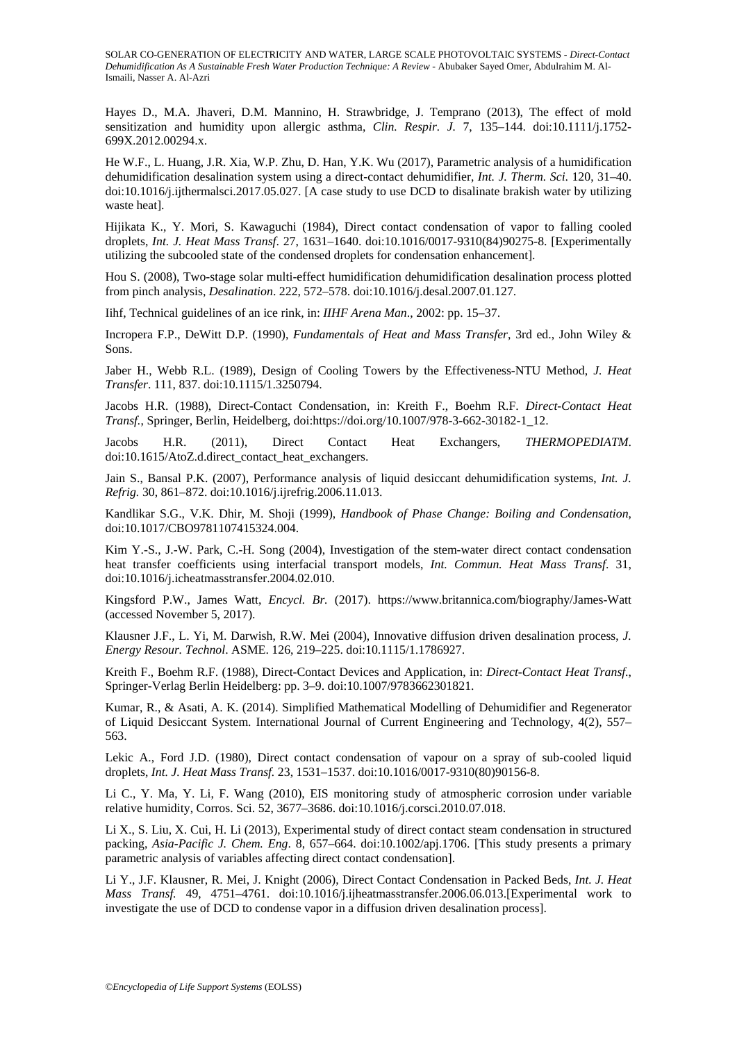Hayes D., M.A. Jhaveri, D.M. Mannino, H. Strawbridge, J. Temprano (2013), The effect of mold sensitization and humidity upon allergic asthma, *Clin. Respir. J.* 7, 135–144. doi:10.1111/j.1752-699X.2012.00294.x.

He W.F., L. Huang, J.R. Xia, W.P. Zhu, D. Han, Y.K. Wu (2017), Parametric analysis of a humidification dehumidification desalination system using a direct-contact dehumidifier, *Int. J. Therm. Sci.* 120, 31–40. doi:10.1016/j.ijthermalsci.2017.05.027. [A case study to use DCD to disalinate brakish water by utilizing waste heat].

Hijikata K., Y. Mori, S. Kawaguchi (1984), Direct contact condensation of vapor to falling cooled droplets, *Int. J. Heat Mass Transf.* 27, 1631–1640. doi:10.1016/0017-9310(84)90275-8. [Experimentally utilizing the subcooled state of the condensed droplets for condensation enhancement].

Hou S. (2008), Two-stage solar multi-effect humidification dehumidification desalination process plotted from pinch analysis, *Desalination*. 222, 572–578. doi:10.1016/j.desal.2007.01.127.

Iihf, Technical guidelines of an ice rink, in: *IIHF Arena Man*., 2002: pp. 15–37.

Incropera F.P., DeWitt D.P. (1990), *Fundamentals of Heat and Mass Transfer*, 3rd ed., John Wiley & Sons.

Jaber H., Webb R.L. (1989), Design of Cooling Towers by the Effectiveness-NTU Method, *J. Heat Transfer*. 111, 837. doi:10.1115/1.3250794.

Jacobs H.R. (1988), Direct-Contact Condensation, in: Kreith F., Boehm R.F. *Direct-Contact Heat Transf.*, Springer, Berlin, Heidelberg, doi:https://doi.org/10.1007/978-3-662-30182-1_12.

Jacobs H.R. (2011), Direct Contact Heat Exchangers, *THERMOPEDIATM*. doi:10.1615/AtoZ.d.direct_contact_heat_exchangers.

Jain S., Bansal P.K. (2007), Performance analysis of liquid desiccant dehumidification systems, *Int. J. Refrig.* 30, 861–872. doi:10.1016/j.ijrefrig.2006.11.013.

Kandlikar S.G., V.K. Dhir, M. Shoji (1999), *Handbook of Phase Change: Boiling and Condensation*, doi:10.1017/CBO9781107415324.004.

Kim Y.-S., J.-W. Park, C.-H. Song (2004), Investigation of the stem-water direct contact condensation heat transfer coefficients using interfacial transport models, *Int. Commun. Heat Mass Transf.* 31, doi:10.1016/j.icheatmasstransfer.2004.02.010.

Kingsford P.W., James Watt, *Encycl. Br.* (2017). https://www.britannica.com/biography/James-Watt (accessed November 5, 2017).

Klausner J.F., L. Yi, M. Darwish, R.W. Mei (2004), Innovative diffusion driven desalination process, *J. Energy Resour. Technol*. ASME. 126, 219–225. doi:10.1115/1.1786927.

Kreith F., Boehm R.F. (1988), Direct-Contact Devices and Application, in: *Direct-Contact Heat Transf.*, Springer-Verlag Berlin Heidelberg: pp. 3–9. doi:10.1007/9783662301821.

Kumar, R., & Asati, A. K. (2014). Simplified Mathematical Modelling of Dehumidifier and Regenerator of Liquid Desiccant System. International Journal of Current Engineering and Technology, 4(2), 557–563.

Lekic A., Ford J.D. (1980), Direct contact condensation of vapour on a spray of sub-cooled liquid droplets, *Int. J. Heat Mass Transf.* 23, 1531–1537. doi:10.1016/0017-9310(80)90156-8.

Li C., Y. Ma, Y. Li, F. Wang (2010), EIS monitoring study of atmospheric corrosion under variable relative humidity, Corros. Sci. 52, 3677–3686. doi:10.1016/j.corsci.2010.07.018.

Li X., S. Liu, X. Cui, H. Li (2013), Experimental study of direct contact steam condensation in structured packing, *Asia-Pacific J. Chem. Eng*. 8, 657–664. doi:10.1002/apj.1706. [This study presents a primary parametric analysis of variables affecting direct contact condensation].

Li Y., J.F. Klausner, R. Mei, J. Knight (2006), Direct Contact Condensation in Packed Beds, *Int. J. Heat Mass Transf.* 49, 4751–4761. doi:10.1016/j.ijheatmasstransfer.2006.06.013.[Experimental work to investigate the use of DCD to condense vapor in a diffusion driven desalination process].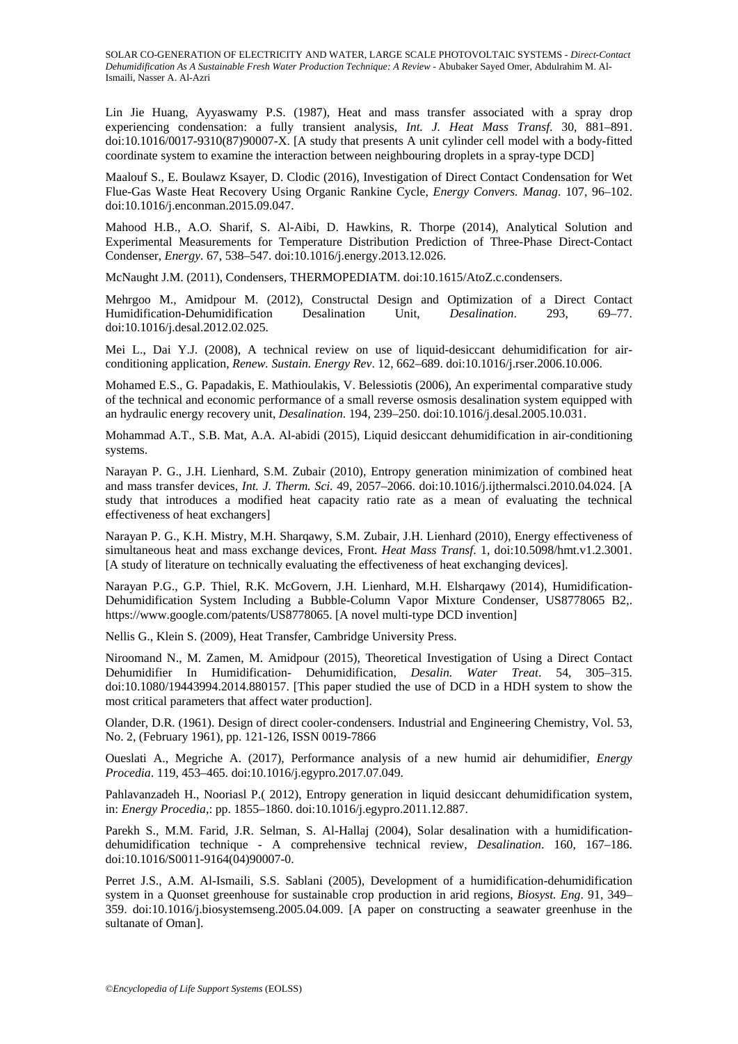Lin Jie Huang, Ayyaswamy P.S. (1987), Heat and mass transfer associated with a spray drop experiencing condensation: a fully transient analysis, *Int. J. Heat Mass Transf.* 30, 881–891. doi:10.1016/0017-9310(87)90007-X. [A study that presents A unit cylinder cell model with a body-fitted coordinate system to examine the interaction between neighbouring droplets in a spray-type DCD]

Maalouf S., E. Boulawz Ksayer, D. Clodic (2016), Investigation of Direct Contact Condensation for Wet Flue-Gas Waste Heat Recovery Using Organic Rankine Cycle, *Energy Convers. Manag*. 107, 96–102. doi:10.1016/j.enconman.2015.09.047.

Mahood H.B., A.O. Sharif, S. Al-Aibi, D. Hawkins, R. Thorpe (2014), Analytical Solution and Experimental Measurements for Temperature Distribution Prediction of Three-Phase Direct-Contact Condenser, *Energy*. 67, 538–547. doi:10.1016/j.energy.2013.12.026.

McNaught J.M. (2011), Condensers, THERMOPEDIATM. doi:10.1615/AtoZ.c.condensers.

Mehrgoo M., Amidpour M. (2012), Constructal Design and Optimization of a Direct Contact Humidification-Dehumidification Desalination Unit, *Desalination*. 293, 69–77. doi:10.1016/j.desal.2012.02.025.

Mei L., Dai Y.J. (2008), A technical review on use of liquid-desiccant dehumidification for air-conditioning application, *Renew. Sustain. Energy Rev*. 12, 662–689. doi:10.1016/j.rser.2006.10.006.

Mohamed E.S., G. Papadakis, E. Mathioulakis, V. Belessiotis (2006), An experimental comparative study of the technical and economic performance of a small reverse osmosis desalination system equipped with an hydraulic energy recovery unit, *Desalination*. 194, 239–250. doi:10.1016/j.desal.2005.10.031.

Mohammad A.T., S.B. Mat, A.A. Al-abidi (2015), Liquid desiccant dehumidification in air-conditioning systems.

Narayan P. G., J.H. Lienhard, S.M. Zubair (2010), Entropy generation minimization of combined heat and mass transfer devices, *Int. J. Therm. Sci*. 49, 2057–2066. doi:10.1016/j.ijthermalsci.2010.04.024. [A study that introduces a modified heat capacity ratio rate as a mean of evaluating the technical effectiveness of heat exchangers]

Narayan P. G., K.H. Mistry, M.H. Sharqawy, S.M. Zubair, J.H. Lienhard (2010), Energy effectiveness of simultaneous heat and mass exchange devices, Front. *Heat Mass Transf*. 1, doi:10.5098/hmt.v1.2.3001. [A study of literature on technically evaluating the effectiveness of heat exchanging devices].

Narayan P.G., G.P. Thiel, R.K. McGovern, J.H. Lienhard, M.H. Elsharqawy (2014), Humidification-Dehumidification System Including a Bubble-Column Vapor Mixture Condenser, US8778065 B2,. https://www.google.com/patents/US8778065. [A novel multi-type DCD invention]

Nellis G., Klein S. (2009), Heat Transfer, Cambridge University Press.

Niroomand N., M. Zamen, M. Amidpour (2015), Theoretical Investigation of Using a Direct Contact Dehumidifier In Humidification- Dehumidification, *Desalin. Water Treat*. 54, 305–315. doi:10.1080/19443994.2014.880157. [This paper studied the use of DCD in a HDH system to show the most critical parameters that affect water production].

Olander, D.R. (1961). Design of direct cooler-condensers. Industrial and Engineering Chemistry, Vol. 53, No. 2, (February 1961), pp. 121-126, ISSN 0019-7866

Oueslati A., Megriche A. (2017), Performance analysis of a new humid air dehumidifier, *Energy Procedia*. 119, 453–465. doi:10.1016/j.egypro.2017.07.049.

Pahlavanzadeh H., Nooriasl P.( 2012), Entropy generation in liquid desiccant dehumidification system, in: *Energy Procedia*,: pp. 1855–1860. doi:10.1016/j.egypro.2011.12.887.

Parekh S., M.M. Farid, J.R. Selman, S. Al-Hallaj (2004), Solar desalination with a humidification-dehumidification technique - A comprehensive technical review, *Desalination*. 160, 167–186. doi:10.1016/S0011-9164(04)90007-0.

Perret J.S., A.M. Al-Ismaili, S.S. Sablani (2005), Development of a humidification-dehumidification system in a Quonset greenhouse for sustainable crop production in arid regions, *Biosyst. Eng*. 91, 349–359. doi:10.1016/j.biosystemseng.2005.04.009. [A paper on constructing a seawater greenhuse in the sultanate of Oman].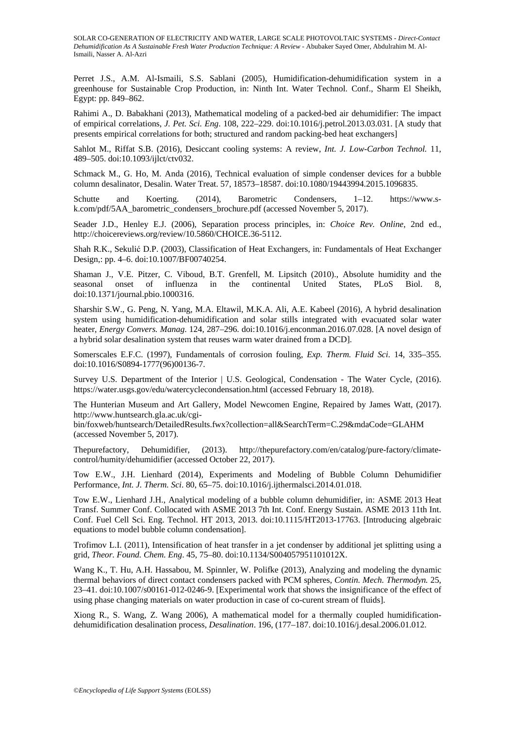Perret J.S., A.M. Al-Ismaili, S.S. Sablani (2005), Humidification-dehumidification system in a greenhouse for Sustainable Crop Production, in: Ninth Int. Water Technol. Conf., Sharm El Sheikh, Egypt: pp. 849–862.

Rahimi A., D. Babakhani (2013), Mathematical modeling of a packed-bed air dehumidifier: The impact of empirical correlations, *J. Pet. Sci. Eng*. 108, 222–229. doi:10.1016/j.petrol.2013.03.031. [A study that presents empirical correlations for both; structured and random packing-bed heat exchangers]

Sahlot M., Riffat S.B. (2016), Desiccant cooling systems: A review, *Int. J. Low-Carbon Technol.* 11, 489–505. doi:10.1093/ijlct/ctv032.

Schmack M., G. Ho, M. Anda (2016), Technical evaluation of simple condenser devices for a bubble column desalinator, Desalin. Water Treat. 57, 18573–18587. doi:10.1080/19443994.2015.1096835.

Schutte and Koerting. (2014), Barometric Condensers, 1–12. https://www.s-k.com/pdf/5AA_barometric_condensers_brochure.pdf (accessed November 5, 2017).

Seader J.D., Henley E.J. (2006), Separation process principles, in: *Choice Rev. Online*, 2nd ed., http://choicereviews.org/review/10.5860/CHOICE.36-5112.

Shah R.K., Sekulić D.P. (2003), Classification of Heat Exchangers, in: Fundamentals of Heat Exchanger Design,: pp. 4–6. doi:10.1007/BF00740254.

Shaman J., V.E. Pitzer, C. Viboud, B.T. Grenfell, M. Lipsitch (2010)., Absolute humidity and the seasonal onset of influenza in the continental United States, PLoS Biol. 8, doi:10.1371/journal.pbio.1000316.

Sharshir S.W., G. Peng, N. Yang, M.A. Eltawil, M.K.A. Ali, A.E. Kabeel (2016), A hybrid desalination system using humidification-dehumidification and solar stills integrated with evacuated solar water heater, *Energy Convers. Manag*. 124, 287–296. doi:10.1016/j.enconman.2016.07.028. [A novel design of a hybrid solar desalination system that reuses warm water drained from a DCD].

Somerscales E.F.C. (1997), Fundamentals of corrosion fouling, *Exp. Therm. Fluid Sci*. 14, 335–355. doi:10.1016/S0894-1777(96)00136-7.

Survey U.S. Department of the Interior | U.S. Geological, Condensation - The Water Cycle, (2016). https://water.usgs.gov/edu/watercyclecondensation.html (accessed February 18, 2018).

The Hunterian Museum and Art Gallery, Model Newcomen Engine, Repaired by James Watt, (2017). http://www.huntsearch.gla.ac.uk/cgi-bin/foxweb/huntsearch/DetailedResults.fwx?collection=all&SearchTerm=C.29&mdaCode=GLAHM (accessed November 5, 2017).

Thepurefactory, Dehumidifier, (2013). http://thepurefactory.com/en/catalog/pure-factory/climate-control/humity/dehumidifier (accessed October 22, 2017).

Tow E.W., J.H. Lienhard (2014), Experiments and Modeling of Bubble Column Dehumidifier Performance, *Int. J. Therm. Sci*. 80, 65–75. doi:10.1016/j.ijthermalsci.2014.01.018.

Tow E.W., Lienhard J.H., Analytical modeling of a bubble column dehumidifier, in: ASME 2013 Heat Transf. Summer Conf. Collocated with ASME 2013 7th Int. Conf. Energy Sustain. ASME 2013 11th Int. Conf. Fuel Cell Sci. Eng. Technol. HT 2013, 2013. doi:10.1115/HT2013-17763. [Introducing algebraic equations to model bubble column condensation].

Trofimov L.I. (2011), Intensification of heat transfer in a jet condenser by additional jet splitting using a grid, *Theor. Found. Chem. Eng*. 45, 75–80. doi:10.1134/S004057951101012X.

Wang K., T. Hu, A.H. Hassabou, M. Spinnler, W. Polifke (2013), Analyzing and modeling the dynamic thermal behaviors of direct contact condensers packed with PCM spheres, *Contin. Mech. Thermodyn.* 25, 23–41. doi:10.1007/s00161-012-0246-9. [Experimental work that shows the insignificance of the effect of using phase changing materials on water production in case of co-curent stream of fluids].

Xiong R., S. Wang, Z. Wang 2006), A mathematical model for a thermally coupled humidification-dehumidification desalination process, *Desalination*. 196, (177–187. doi:10.1016/j.desal.2006.01.012.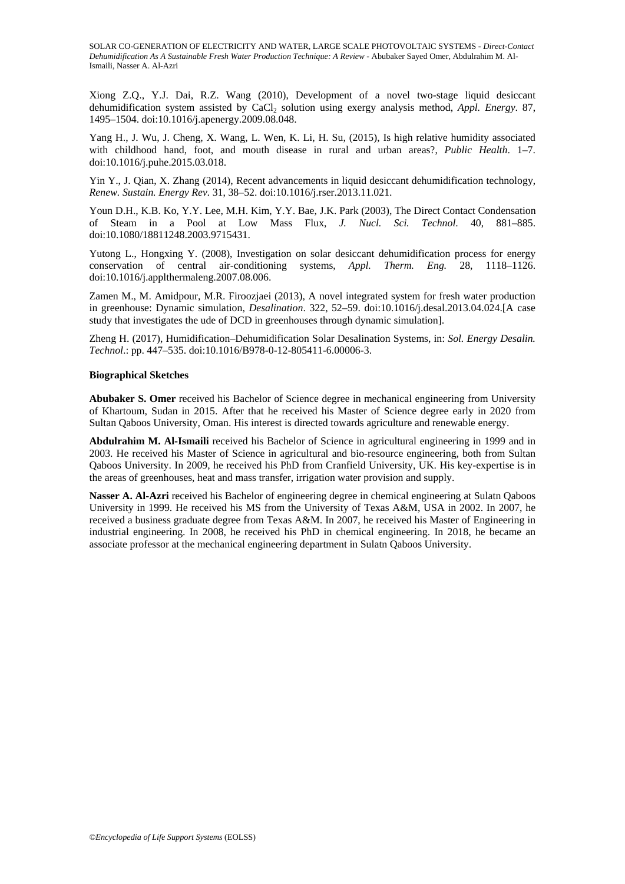Xiong Z.Q., Y.J. Dai, R.Z. Wang (2010), Development of a novel two-stage liquid desiccant dehumidification system assisted by $CaCl_2$ solution using exergy analysis method, *Appl. Energy*. 87, 1495–1504. doi:10.1016/j.apenergy.2009.08.048.

Yang H., J. Wu, J. Cheng, X. Wang, L. Wen, K. Li, H. Su, (2015), Is high relative humidity associated with childhood hand, foot, and mouth disease in rural and urban areas?, *Public Health*. 1–7. doi:10.1016/j.puhe.2015.03.018.

Yin Y., J. Qian, X. Zhang (2014), Recent advancements in liquid desiccant dehumidification technology, *Renew. Sustain. Energy Rev*. 31, 38–52. doi:10.1016/j.rser.2013.11.021.

Youn D.H., K.B. Ko, Y.Y. Lee, M.H. Kim, Y.Y. Bae, J.K. Park (2003), The Direct Contact Condensation of Steam in a Pool at Low Mass Flux, *J. Nucl. Sci. Technol.* 40, 881–885. doi:10.1080/18811248.2003.9715431.

Yutong L., Hongxing Y. (2008), Investigation on solar desiccant dehumidification process for energy conservation of central air-conditioning systems, *Appl. Therm. Eng.* 28, 1118–1126. doi:10.1016/j.applthermaleng.2007.08.006.

Zamen M., M. Amidpour, M.R. Firoozjaei (2013), A novel integrated system for fresh water production in greenhouse: Dynamic simulation, *Desalination*. 322, 52–59. doi:10.1016/j.desal.2013.04.024.[A case study that investigates the ude of DCD in greenhouses through dynamic simulation].

Zheng H. (2017), Humidification–Dehumidification Solar Desalination Systems, in: *Sol. Energy Desalin. Technol*.: pp. 447–535. doi:10.1016/B978-0-12-805411-6.00006-3.

**Biographical Sketches**

**Abubaker S. Omer** received his Bachelor of Science degree in mechanical engineering from University of Khartoum, Sudan in 2015. After that he received his Master of Science degree early in 2020 from Sultan Qaboos University, Oman. His interest is directed towards agriculture and renewable energy.

**Abdulrahim M. Al-Ismaili** received his Bachelor of Science in agricultural engineering in 1999 and in 2003. He received his Master of Science in agricultural and bio-resource engineering, both from Sultan Qaboos University. In 2009, he received his PhD from Cranfield University, UK. His key-expertise is in the areas of greenhouses, heat and mass transfer, irrigation water provision and supply.

**Nasser A. Al-Azri** received his Bachelor of engineering degree in chemical engineering at Sulatn Qaboos University in 1999. He received his MS from the University of Texas A&M, USA in 2002. In 2007, he received a business graduate degree from Texas A&M. In 2007, he received his Master of Engineering in industrial engineering. In 2008, he received his PhD in chemical engineering. In 2018, he became an associate professor at the mechanical engineering department in Sulatn Qaboos University.